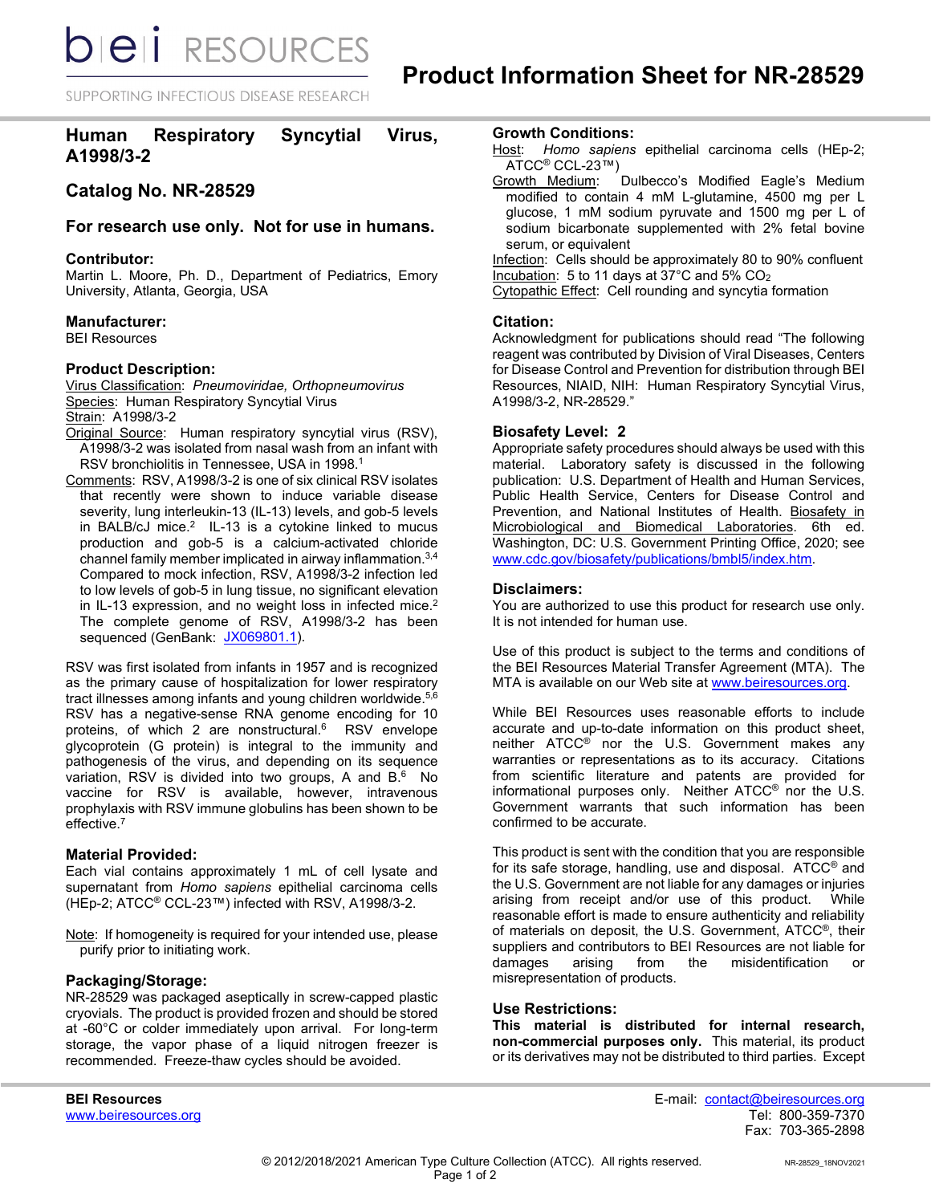# Product Information Sheet for NR-28529

## Human Respiratory Syncytial Virus, A1998/3-2

## Catalog No. NR-28529

## For research use only. Not for use in humans.

### Contributor:

Martin L. Moore, Ph. D., Department of Pediatrics, Emory University, Atlanta, Georgia, USA

### Manufacturer:

BEI Resources

### Product Description:

Virus Classification: *Pneumoviridae, Orthopneumovirus*
Species: Human Respiratory Syncytial Virus
Strain: A1998/3-2
Original Source: Human respiratory syncytial virus (RSV), A1998/3-2 was isolated from nasal wash from an infant with RSV bronchiolitis in Tennessee, USA in 1998.[1]
Comments: RSV, A1998/3-2 is one of six clinical RSV isolates that recently were shown to induce variable disease severity, lung interleukin-13 (IL-13) levels, and gob-5 levels in BALB/cJ mice.[2] IL-13 is a cytokine linked to mucus production and gob-5 is a calcium-activated chloride channel family member implicated in airway inflammation.[3,4] Compared to mock infection, RSV, A1998/3-2 infection led to low levels of gob-5 in lung tissue, no significant elevation in IL-13 expression, and no weight loss in infected mice.[2] The complete genome of RSV, A1998/3-2 has been sequenced (GenBank: JX069801.1).

RSV was first isolated from infants in 1957 and is recognized as the primary cause of hospitalization for lower respiratory tract illnesses among infants and young children worldwide.[5,6] RSV has a negative-sense RNA genome encoding for 10 proteins, of which 2 are nonstructural.[6] RSV envelope glycoprotein (G protein) is integral to the immunity and pathogenesis of the virus, and depending on its sequence variation, RSV is divided into two groups, A and B.[6] No vaccine for RSV is available, however, intravenous prophylaxis with RSV immune globulins has been shown to be effective.[7]

### Material Provided:

Each vial contains approximately 1 mL of cell lysate and supernatant from *Homo sapiens* epithelial carcinoma cells (HEp-2; ATCC® CCL-23™) infected with RSV, A1998/3-2.

Note: If homogeneity is required for your intended use, please purify prior to initiating work.

### Packaging/Storage:

NR-28529 was packaged aseptically in screw-capped plastic cryovials. The product is provided frozen and should be stored at -60°C or colder immediately upon arrival. For long-term storage, the vapor phase of a liquid nitrogen freezer is recommended. Freeze-thaw cycles should be avoided.

### Growth Conditions:

Host: *Homo sapiens* epithelial carcinoma cells (HEp-2; ATCC® CCL-23™)
Growth Medium: Dulbecco's Modified Eagle's Medium modified to contain 4 mM L-glutamine, 4500 mg per L glucose, 1 mM sodium pyruvate and 1500 mg per L of sodium bicarbonate supplemented with 2% fetal bovine serum, or equivalent
Infection: Cells should be approximately 80 to 90% confluent
Incubation: 5 to 11 days at 37°C and 5% $CO_2$
Cytopathic Effect: Cell rounding and syncytia formation

### Citation:

Acknowledgment for publications should read "The following reagent was contributed by Division of Viral Diseases, Centers for Disease Control and Prevention for distribution through BEI Resources, NIAID, NIH: Human Respiratory Syncytial Virus, A1998/3-2, NR-28529."

### Biosafety Level: 2

Appropriate safety procedures should always be used with this material. Laboratory safety is discussed in the following publication: U.S. Department of Health and Human Services, Public Health Service, Centers for Disease Control and Prevention, and National Institutes of Health. Biosafety in Microbiological and Biomedical Laboratories. 6th ed. Washington, DC: U.S. Government Printing Office, 2020; see www.cdc.gov/biosafety/publications/bmbl5/index.htm.

### Disclaimers:

You are authorized to use this product for research use only. It is not intended for human use.

Use of this product is subject to the terms and conditions of the BEI Resources Material Transfer Agreement (MTA). The MTA is available on our Web site at www.beiresources.org.

While BEI Resources uses reasonable efforts to include accurate and up-to-date information on this product sheet, neither ATCC® nor the U.S. Government makes any warranties or representations as to its accuracy. Citations from scientific literature and patents are provided for informational purposes only. Neither ATCC® nor the U.S. Government warrants that such information has been confirmed to be accurate.

This product is sent with the condition that you are responsible for its safe storage, handling, use and disposal. ATCC® and the U.S. Government are not liable for any damages or injuries arising from receipt and/or use of this product. While reasonable effort is made to ensure authenticity and reliability of materials on deposit, the U.S. Government, ATCC®, their suppliers and contributors to BEI Resources are not liable for damages arising from the misidentification or misrepresentation of products.

### Use Restrictions:

**This material is distributed for internal research, non-commercial purposes only.** This material, its product or its derivatives may not be distributed to third parties. Except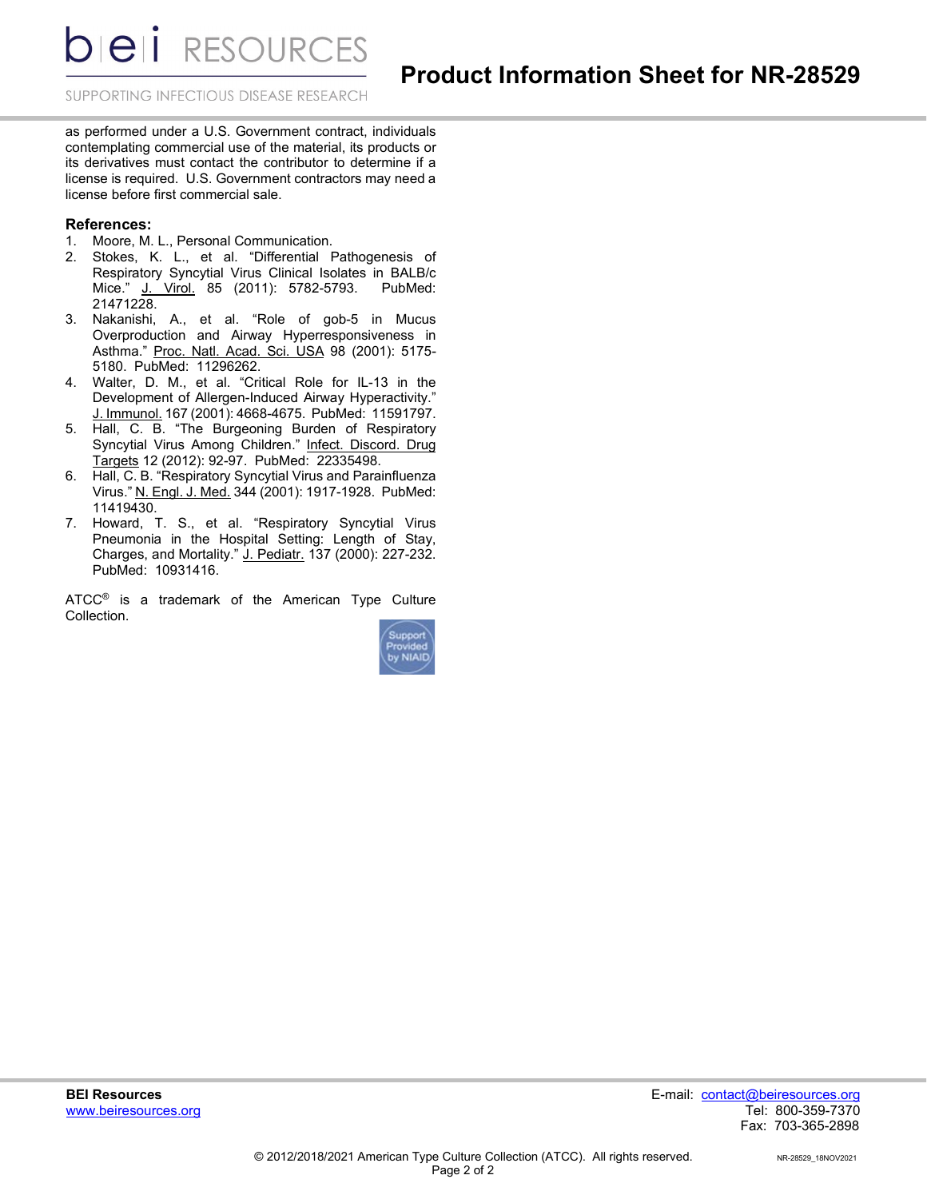as performed under a U.S. Government contract, individuals contemplating commercial use of the material, its products or its derivatives must contact the contributor to determine if a license is required. U.S. Government contractors may need a license before first commercial sale.

**References:**

1. Moore, M. L., Personal Communication.
2. Stokes, K. L., et al. "Differential Pathogenesis of Respiratory Syncytial Virus Clinical Isolates in BALB/c Mice." J. Virol. 85 (2011): 5782-5793. PubMed: 21471228.
3. Nakanishi, A., et al. "Role of gob-5 in Mucus Overproduction and Airway Hyperresponsiveness in Asthma." Proc. Natl. Acad. Sci. USA 98 (2001): 5175-5180. PubMed: 11296262.
4. Walter, D. M., et al. "Critical Role for IL-13 in the Development of Allergen-Induced Airway Hyperactivity." J. Immunol. 167 (2001): 4668-4675. PubMed: 11591797.
5. Hall, C. B. "The Burgeoning Burden of Respiratory Syncytial Virus Among Children." Infect. Discord. Drug Targets 12 (2012): 92-97. PubMed: 22335498.
6. Hall, C. B. "Respiratory Syncytial Virus and Parainfluenza Virus." N. Engl. J. Med. 344 (2001): 1917-1928. PubMed: 11419430.
7. Howard, T. S., et al. "Respiratory Syncytial Virus Pneumonia in the Hospital Setting: Length of Stay, Charges, and Mortality." J. Pediatr. 137 (2000): 227-232. PubMed: 10931416.

ATCC® is a trademark of the American Type Culture Collection.

Support Provided by NIAID

**BEI Resources**
www.beiresources.org

E-mail: contact@beiresources.org
Tel: 800-359-7370
Fax: 703-365-2898

© 2012/2018/2021 American Type Culture Collection (ATCC). All rights reserved.

NR-28529_18NOV2021